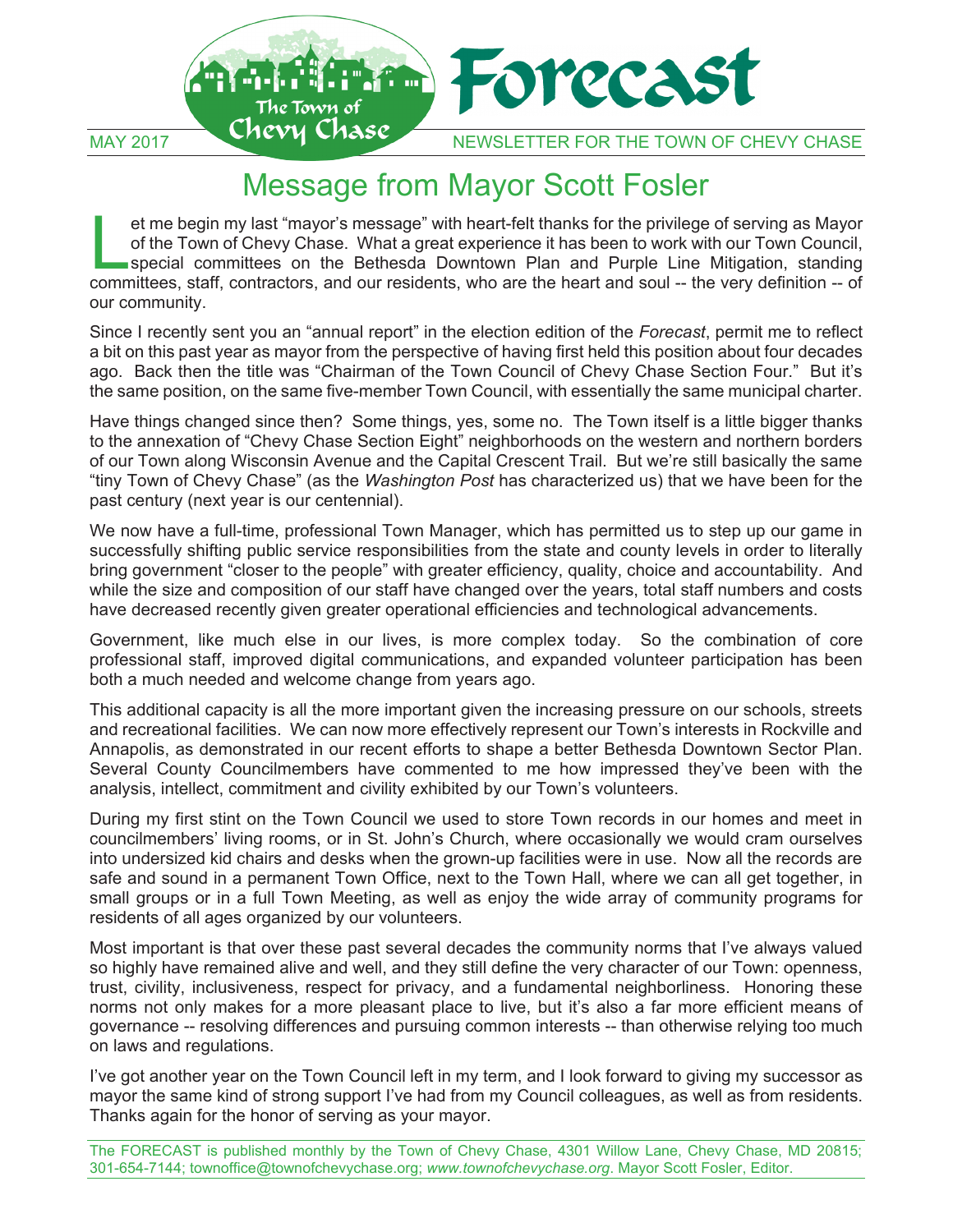# Forecast

MAY 2017 — The Town of Chevy Chase — NEWSLETTER FOR THE TOWN OF CHEVY CHASE

## Message from Mayor Scott Fosler

Let me begin my last "mayor's message" with heart-felt thanks for the privilege of serving as Mayor of the Town of Chevy Chase. What a great experience it has been to work with our Town Council, special committees on the Bethesda Downtown Plan and Purple Line Mitigation, standing committees, staff, contractors, and our residents, who are the heart and soul -- the very definition -- of our community.

Since I recently sent you an "annual report" in the election edition of the *Forecast*, permit me to reflect a bit on this past year as mayor from the perspective of having first held this position about four decades ago. Back then the title was "Chairman of the Town Council of Chevy Chase Section Four." But it's the same position, on the same five-member Town Council, with essentially the same municipal charter.

Have things changed since then? Some things, yes, some no. The Town itself is a little bigger thanks to the annexation of "Chevy Chase Section Eight" neighborhoods on the western and northern borders of our Town along Wisconsin Avenue and the Capital Crescent Trail. But we're still basically the same "tiny Town of Chevy Chase" (as the *Washington Post* has characterized us) that we have been for the past century (next year is our centennial).

We now have a full-time, professional Town Manager, which has permitted us to step up our game in successfully shifting public service responsibilities from the state and county levels in order to literally bring government "closer to the people" with greater efficiency, quality, choice and accountability. And while the size and composition of our staff have changed over the years, total staff numbers and costs have decreased recently given greater operational efficiencies and technological advancements.

Government, like much else in our lives, is more complex today. So the combination of core professional staff, improved digital communications, and expanded volunteer participation has been both a much needed and welcome change from years ago.

This additional capacity is all the more important given the increasing pressure on our schools, streets and recreational facilities. We can now more effectively represent our Town's interests in Rockville and Annapolis, as demonstrated in our recent efforts to shape a better Bethesda Downtown Sector Plan. Several County Councilmembers have commented to me how impressed they've been with the analysis, intellect, commitment and civility exhibited by our Town's volunteers.

During my first stint on the Town Council we used to store Town records in our homes and meet in councilmembers' living rooms, or in St. John's Church, where occasionally we would cram ourselves into undersized kid chairs and desks when the grown-up facilities were in use. Now all the records are safe and sound in a permanent Town Office, next to the Town Hall, where we can all get together, in small groups or in a full Town Meeting, as well as enjoy the wide array of community programs for residents of all ages organized by our volunteers.

Most important is that over these past several decades the community norms that I've always valued so highly have remained alive and well, and they still define the very character of our Town: openness, trust, civility, inclusiveness, respect for privacy, and a fundamental neighborliness. Honoring these norms not only makes for a more pleasant place to live, but it's also a far more efficient means of governance -- resolving differences and pursuing common interests -- than otherwise relying too much on laws and regulations.

I've got another year on the Town Council left in my term, and I look forward to giving my successor as mayor the same kind of strong support I've had from my Council colleagues, as well as from residents. Thanks again for the honor of serving as your mayor.

The FORECAST is published monthly by the Town of Chevy Chase, 4301 Willow Lane, Chevy Chase, MD 20815; 301-654-7144; townoffice@townofchevychase.org; *www.townofchevychase.org*. Mayor Scott Fosler, Editor.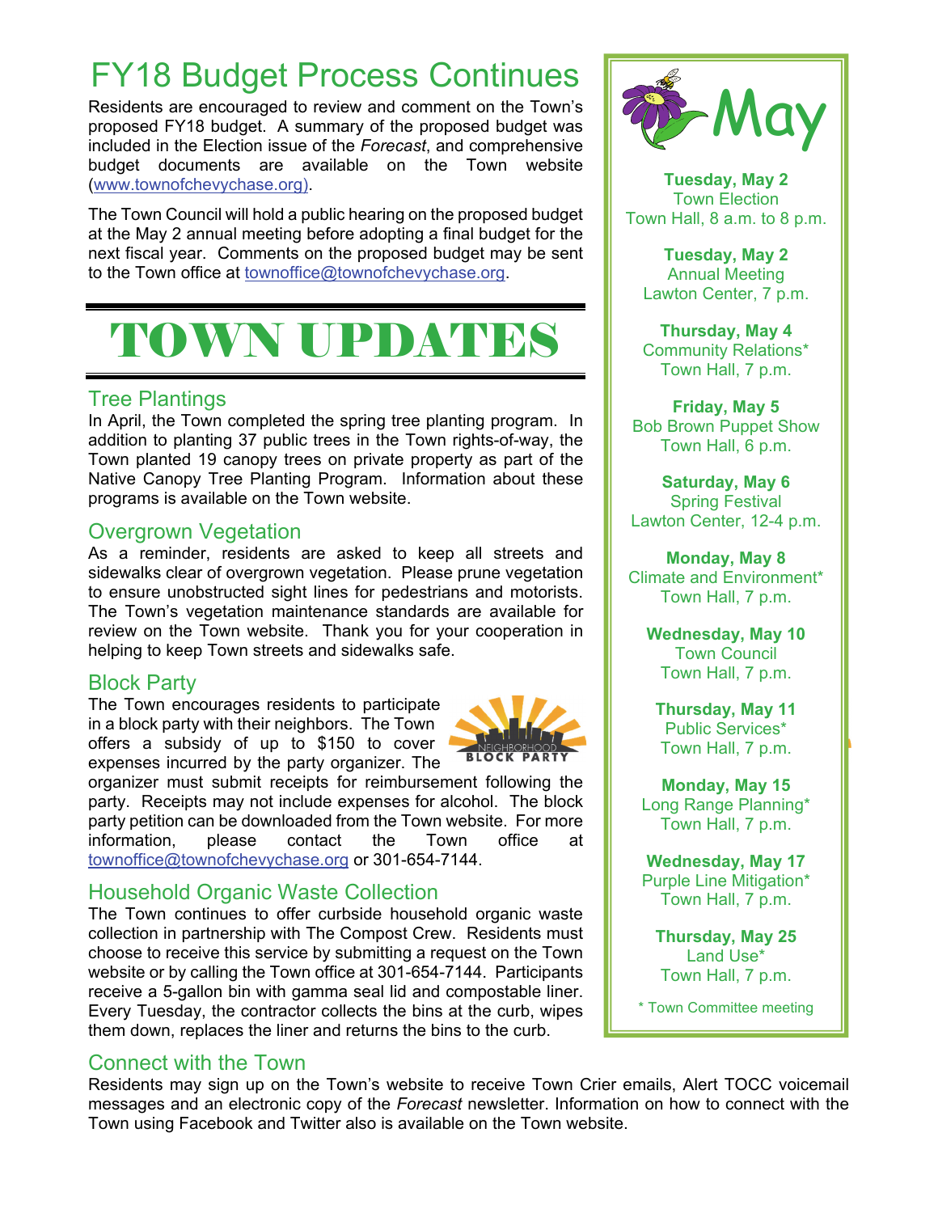# FY18 Budget Process Continues

Residents are encouraged to review and comment on the Town's proposed FY18 budget. A summary of the proposed budget was included in the Election issue of the *Forecast*, and comprehensive budget documents are available on the Town website (www.townofchevychase.org).

The Town Council will hold a public hearing on the proposed budget at the May 2 annual meeting before adopting a final budget for the next fiscal year. Comments on the proposed budget may be sent to the Town office at townoffice@townofchevychase.org.

# TOWN UPDATES

## Tree Plantings

In April, the Town completed the spring tree planting program. In addition to planting 37 public trees in the Town rights-of-way, the Town planted 19 canopy trees on private property as part of the Native Canopy Tree Planting Program. Information about these programs is available on the Town website.

## Overgrown Vegetation

As a reminder, residents are asked to keep all streets and sidewalks clear of overgrown vegetation. Please prune vegetation to ensure unobstructed sight lines for pedestrians and motorists. The Town's vegetation maintenance standards are available for review on the Town website. Thank you for your cooperation in helping to keep Town streets and sidewalks safe.

## Block Party

The Town encourages residents to participate in a block party with their neighbors. The Town offers a subsidy of up to $150 to cover expenses incurred by the party organizer. The organizer must submit receipts for reimbursement following the party. Receipts may not include expenses for alcohol. The block party petition can be downloaded from the Town website. For more information, please contact the Town office at townoffice@townofchevychase.org or 301-654-7144.

## Household Organic Waste Collection

The Town continues to offer curbside household organic waste collection in partnership with The Compost Crew. Residents must choose to receive this service by submitting a request on the Town website or by calling the Town office at 301-654-7144. Participants receive a 5-gallon bin with gamma seal lid and compostable liner. Every Tuesday, the contractor collects the bins at the curb, wipes them down, replaces the liner and returns the bins to the curb.

## Connect with the Town

Residents may sign up on the Town's website to receive Town Crier emails, Alert TOCC voicemail messages and an electronic copy of the *Forecast* newsletter. Information on how to connect with the Town using Facebook and Twitter also is available on the Town website.

## May

**Tuesday, May 2**
Town Election
Town Hall, 8 a.m. to 8 p.m.

**Tuesday, May 2**
Annual Meeting
Lawton Center, 7 p.m.

**Thursday, May 4**
Community Relations*
Town Hall, 7 p.m.

**Friday, May 5**
Bob Brown Puppet Show
Town Hall, 6 p.m.

**Saturday, May 6**
Spring Festival
Lawton Center, 12-4 p.m.

**Monday, May 8**
Climate and Environment*
Town Hall, 7 p.m.

**Wednesday, May 10**
Town Council
Town Hall, 7 p.m.

**Thursday, May 11**
Public Services*
Town Hall, 7 p.m.

**Monday, May 15**
Long Range Planning*
Town Hall, 7 p.m.

**Wednesday, May 17**
Purple Line Mitigation*
Town Hall, 7 p.m.

**Thursday, May 25**
Land Use*
Town Hall, 7 p.m.

\* Town Committee meeting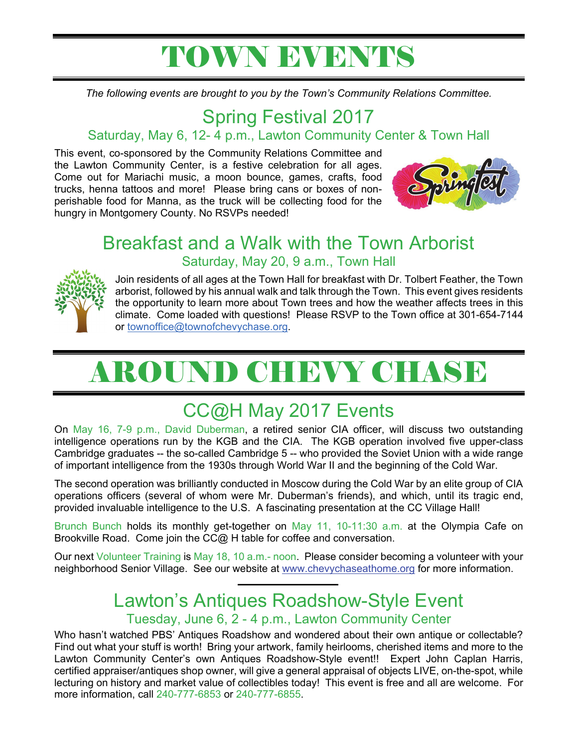# TOWN EVENTS

*The following events are brought to you by the Town's Community Relations Committee.*

## Spring Festival 2017

### Saturday, May 6, 12- 4 p.m., Lawton Community Center & Town Hall

This event, co-sponsored by the Community Relations Committee and the Lawton Community Center, is a festive celebration for all ages. Come out for Mariachi music, a moon bounce, games, crafts, food trucks, henna tattoos and more! Please bring cans or boxes of non-perishable food for Manna, as the truck will be collecting food for the hungry in Montgomery County. No RSVPs needed!

## Breakfast and a Walk with the Town Arborist

### Saturday, May 20, 9 a.m., Town Hall

Join residents of all ages at the Town Hall for breakfast with Dr. Tolbert Feather, the Town arborist, followed by his annual walk and talk through the Town. This event gives residents the opportunity to learn more about Town trees and how the weather affects trees in this climate. Come loaded with questions! Please RSVP to the Town office at 301-654-7144 or townoffice@townofchevychase.org.

# AROUND CHEVY CHASE

## CC@H May 2017 Events

On May 16, 7-9 p.m., David Duberman, a retired senior CIA officer, will discuss two outstanding intelligence operations run by the KGB and the CIA. The KGB operation involved five upper-class Cambridge graduates -- the so-called Cambridge 5 -- who provided the Soviet Union with a wide range of important intelligence from the 1930s through World War II and the beginning of the Cold War.

The second operation was brilliantly conducted in Moscow during the Cold War by an elite group of CIA operations officers (several of whom were Mr. Duberman's friends), and which, until its tragic end, provided invaluable intelligence to the U.S. A fascinating presentation at the CC Village Hall!

Brunch Bunch holds its monthly get-together on May 11, 10-11:30 a.m. at the Olympia Cafe on Brookville Road. Come join the CC@ H table for coffee and conversation.

Our next Volunteer Training is May 18, 10 a.m.- noon. Please consider becoming a volunteer with your neighborhood Senior Village. See our website at www.chevychaseathome.org for more information.

---

## Lawton's Antiques Roadshow-Style Event

### Tuesday, June 6, 2 - 4 p.m., Lawton Community Center

Who hasn't watched PBS' Antiques Roadshow and wondered about their own antique or collectable? Find out what your stuff is worth! Bring your artwork, family heirlooms, cherished items and more to the Lawton Community Center's own Antiques Roadshow-Style event!! Expert John Caplan Harris, certified appraiser/antiques shop owner, will give a general appraisal of objects LIVE, on-the-spot, while lecturing on history and market value of collectibles today! This event is free and all are welcome. For more information, call 240-777-6853 or 240-777-6855.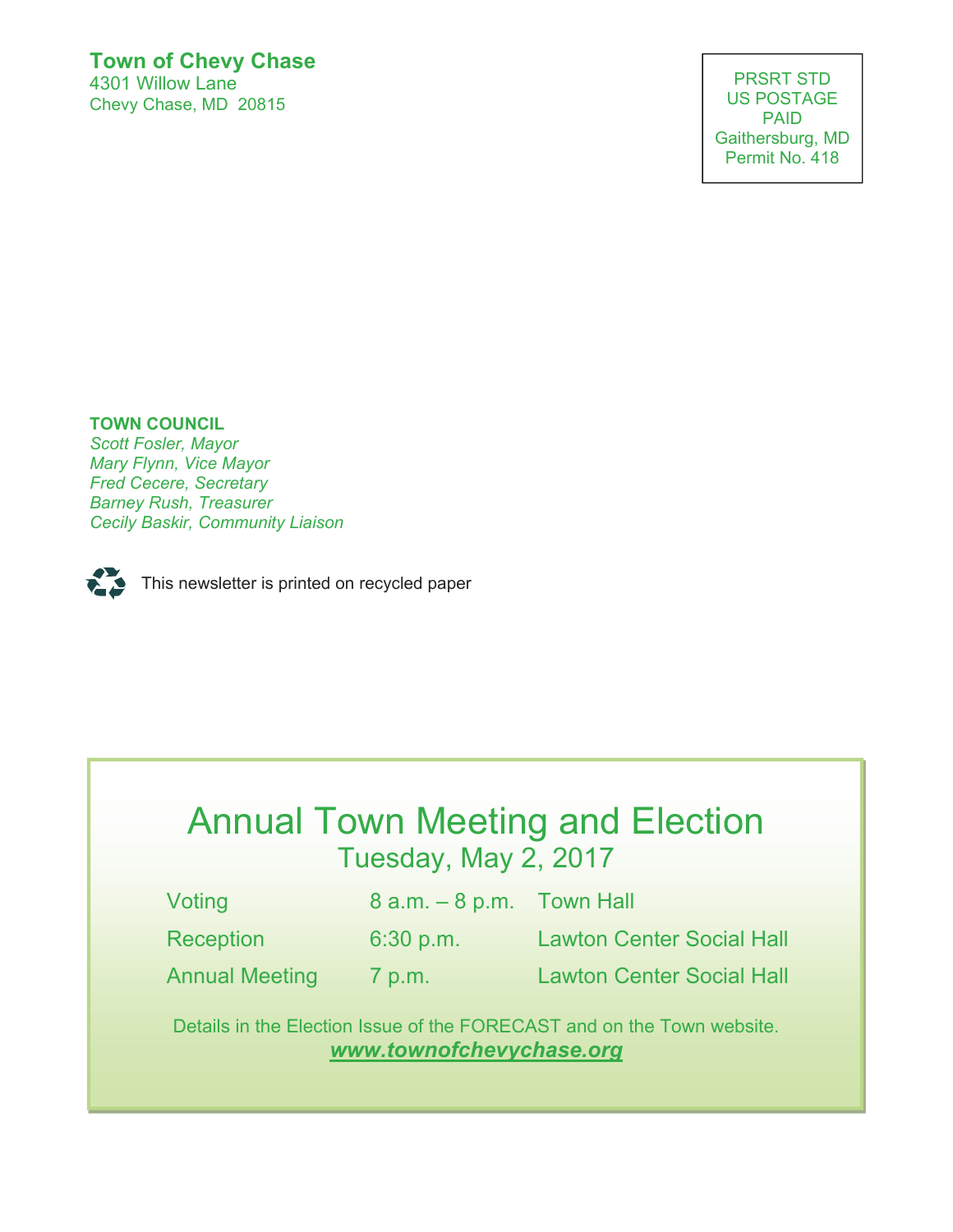**Town of Chevy Chase**
4301 Willow Lane
Chevy Chase, MD 20815

PRSRT STD
US POSTAGE
PAID
Gaithersburg, MD
Permit No. 418

**TOWN COUNCIL**
*Scott Fosler, Mayor*
*Mary Flynn, Vice Mayor*
*Fred Cecere, Secretary*
*Barney Rush, Treasurer*
*Cecily Baskir, Community Liaison*

This newsletter is printed on recycled paper

# Annual Town Meeting and Election

## Tuesday, May 2, 2017

| | | |
|---|---|---|
| Voting | 8 a.m. – 8 p.m. | Town Hall |
| Reception | 6:30 p.m. | Lawton Center Social Hall |
| Annual Meeting | 7 p.m. | Lawton Center Social Hall |

Details in the Election Issue of the FORECAST and on the Town website.
***www.townofchevychase.org***